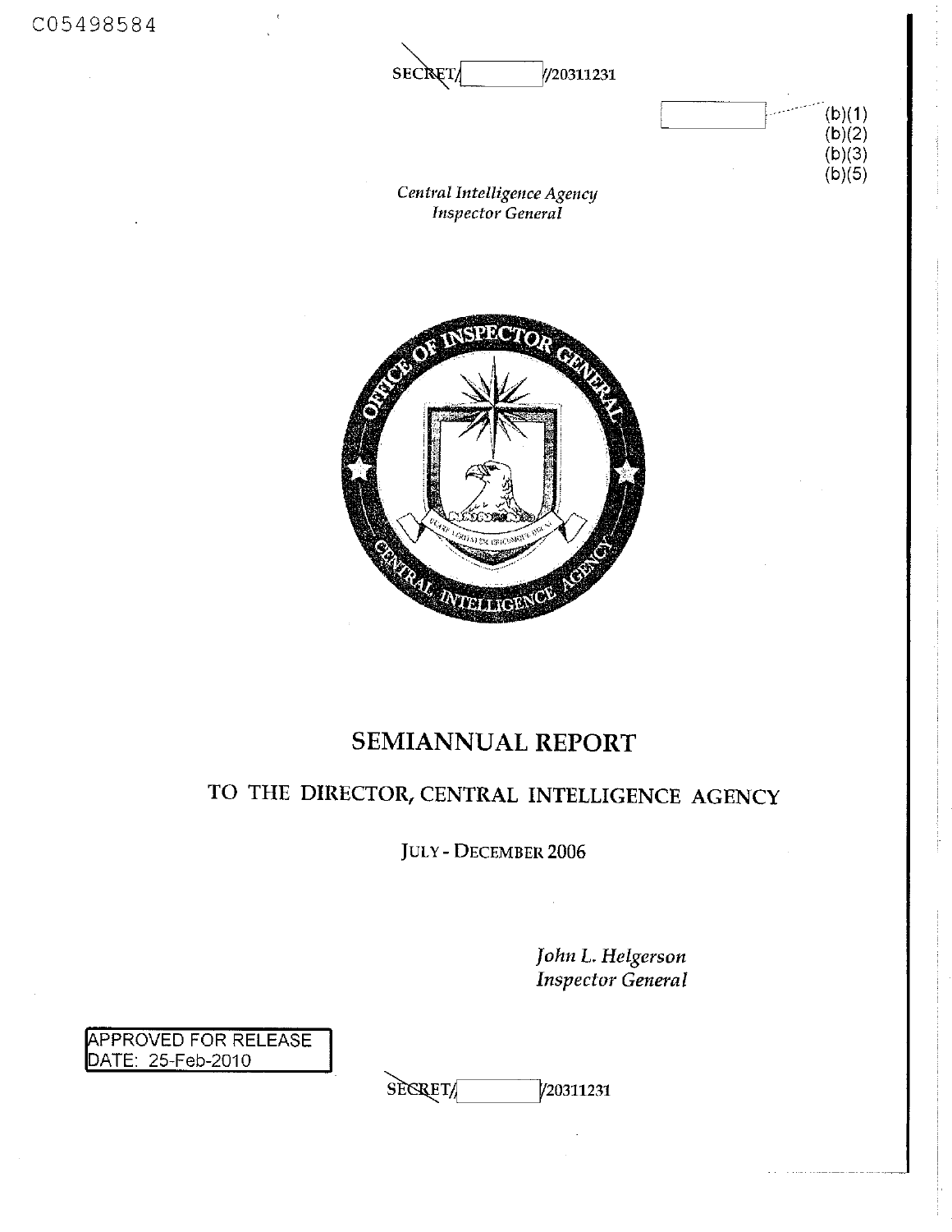C05498584

SECRET/ //20311231

(b)(1)
(b)(2)
(b)(3)
(b)(5)

*Central Intelligence Agency*
*Inspector General*

# SEMIANNUAL REPORT

## TO THE DIRECTOR, CENTRAL INTELLIGENCE AGENCY

JULY - DECEMBER 2006

*John L. Helgerson*
*Inspector General*

APPROVED FOR RELEASE
DATE: 25-Feb-2010

SECRET/ //20311231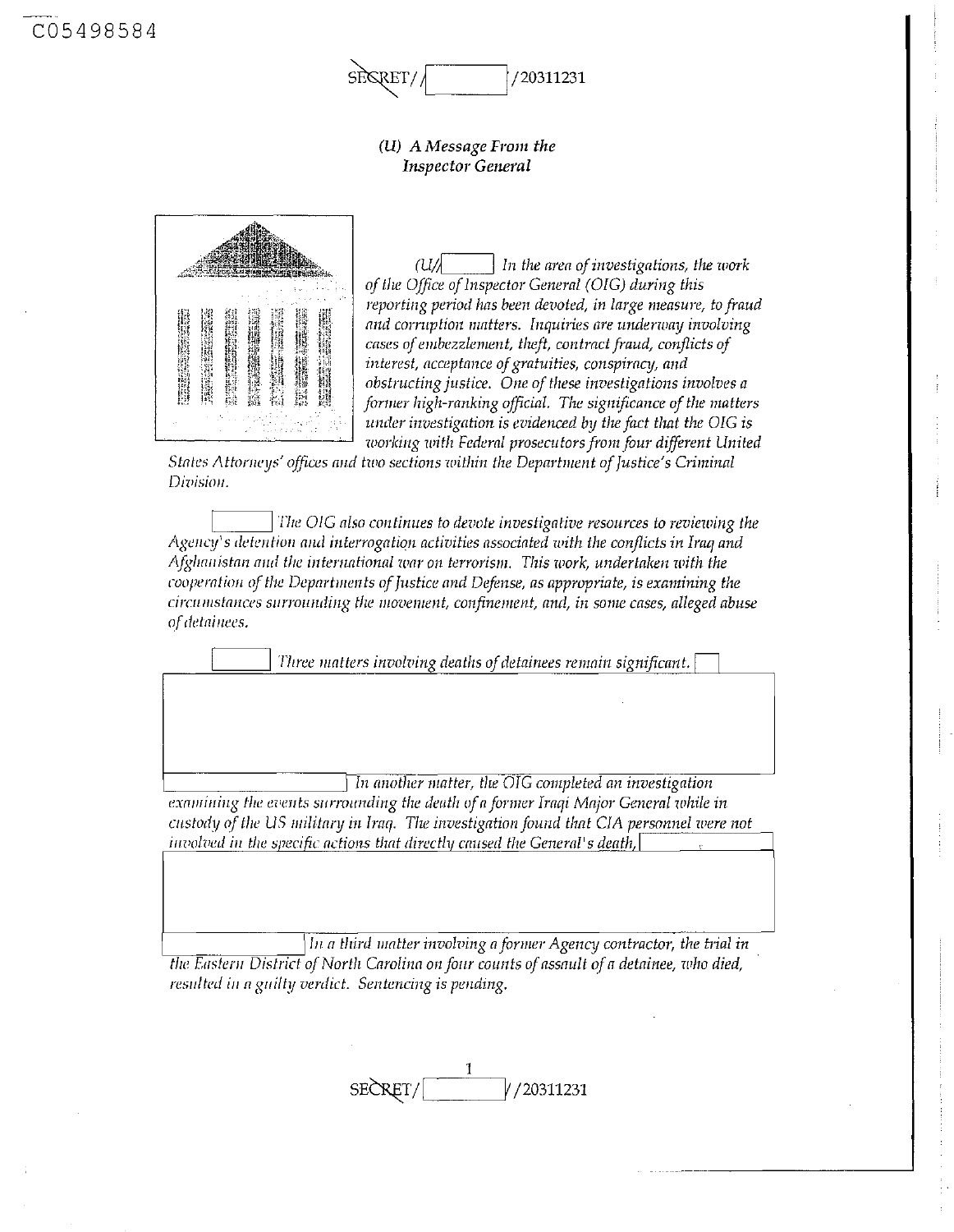C05498584

SECRET/[ ]/20311231

### (U) A Message From the Inspector General

*(U/[ ] In the area of investigations, the work of the Office of Inspector General (OIG) during this reporting period has been devoted, in large measure, to fraud and corruption matters. Inquiries are underway involving cases of embezzlement, theft, contract fraud, conflicts of interest, acceptance of gratuities, conspiracy, and obstructing justice. One of these investigations involves a former high-ranking official. The significance of the matters under investigation is evidenced by the fact that the OIG is working with Federal prosecutors from four different United States Attorneys' offices and two sections within the Department of Justice's Criminal Division.*

*[ ] The OIG also continues to devote investigative resources to reviewing the Agency's detention and interrogation activities associated with the conflicts in Iraq and Afghanistan and the international war on terrorism. This work, undertaken with the cooperation of the Departments of Justice and Defense, as appropriate, is examining the circumstances surrounding the movement, confinement, and, in some cases, alleged abuse of detainees.*

*[ ] Three matters involving deaths of detainees remain significant. [ ]*

*[ ] In another matter, the OIG completed an investigation examining the events surrounding the death of a former Iraqi Major General while in custody of the US military in Iraq. The investigation found that CIA personnel were not involved in the specific actions that directly caused the General's death, [ ]*

*[ ] In a third matter involving a former Agency contractor, the trial in the Eastern District of North Carolina on four counts of assault of a detainee, who died, resulted in a guilty verdict. Sentencing is pending.*

SECRET/[ ]/20311231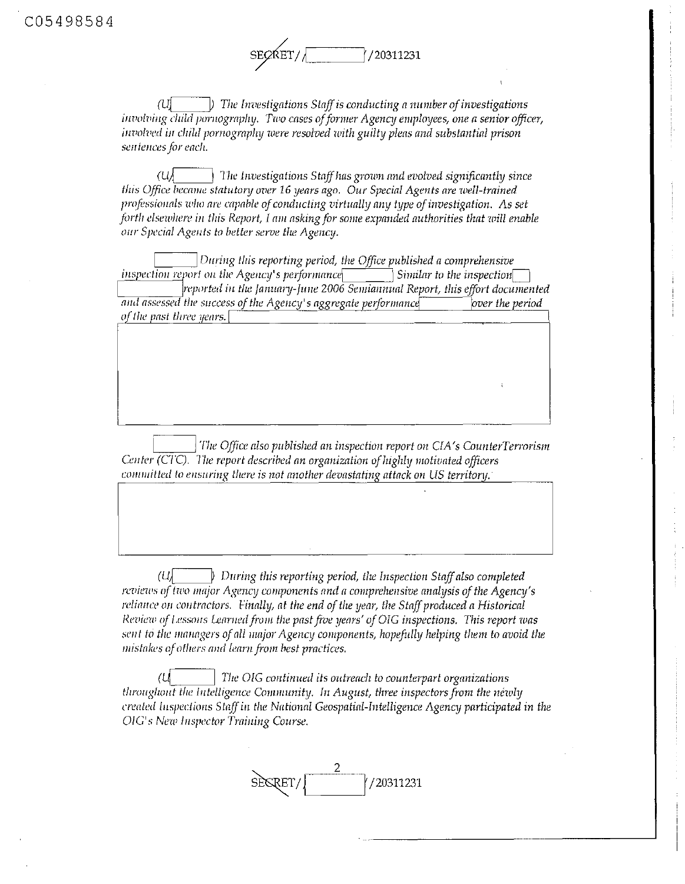(U) The Investigations Staff is conducting a number of investigations involving child pornography. Two cases of former Agency employees, one a senior officer, involved in child pornography were resolved with guilty pleas and substantial prison sentences for each.

(U) The Investigations Staff has grown and evolved significantly since this Office became statutory over 16 years ago. Our Special Agents are well-trained professionals who are capable of conducting virtually any type of investigation. As set forth elsewhere in this Report, I am asking for some expanded authorities that will enable our Special Agents to better serve the Agency.

During this reporting period, the Office published a comprehensive inspection report on the Agency's performance Similar to the inspection reported in the January-June 2006 Semiannual Report, this effort documented and assessed the success of the Agency's aggregate performance over the period of the past three years.

The Office also published an inspection report on CIA's CounterTerrorism Center (CTC). The report described an organization of highly motivated officers committed to ensuring there is not another devastating attack on US territory.

(U) During this reporting period, the Inspection Staff also completed reviews of two major Agency components and a comprehensive analysis of the Agency's reliance on contractors. Finally, at the end of the year, the Staff produced a Historical Review of Lessons Learned from the past five years' of OIG inspections. This report was sent to the managers of all major Agency components, hopefully helping them to avoid the mistakes of others and learn from best practices.

(U) The OIG continued its outreach to counterpart organizations throughout the Intelligence Community. In August, three inspectors from the newly created Inspections Staff in the National Geospatial-Intelligence Agency participated in the OIG's New Inspector Training Course.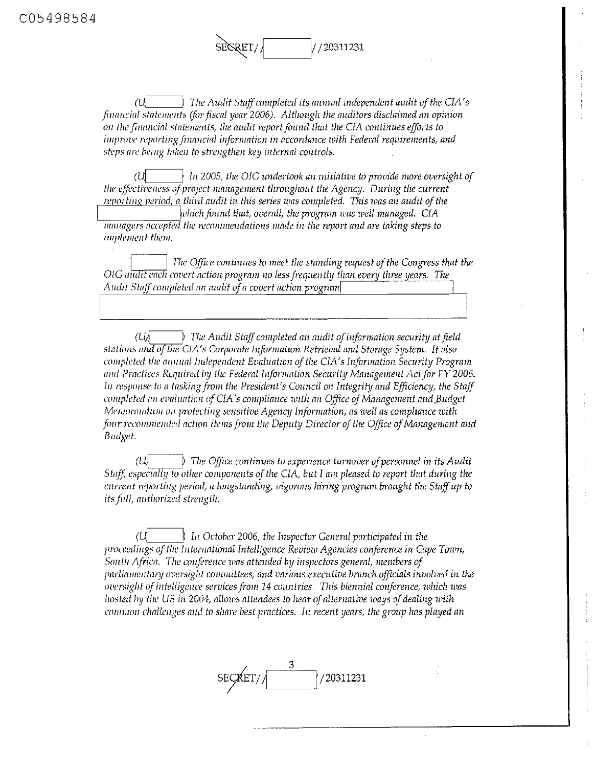(U[      ]) The Audit Staff completed its annual independent audit of the CIA's financial statements (for fiscal year 2006). Although the auditors disclaimed an opinion on the financial statements, the audit report found that the CIA continues efforts to improve reporting financial information in accordance with Federal requirements, and steps are being taken to strengthen key internal controls.

(U[      ]) In 2005, the OIG undertook an initiative to provide more oversight of the effectiveness of project management throughout the Agency. During the current reporting period, a third audit in this series was completed. This was an audit of the [      ] which found that, overall, the program was well managed. CIA managers accepted the recommendations made in the report and are taking steps to implement them.

[      ] The Office continues to meet the standing request of the Congress that the OIG audit each covert action program no less frequently than every three years. The Audit Staff completed an audit of a covert action program [      ]

(U/[      ]) The Audit Staff completed an audit of information security at field stations and of the CIA's Corporate Information Retrieval and Storage System. It also completed the annual Independent Evaluation of the CIA's Information Security Program and Practices Required by the Federal Information Security Management Act for FY 2006. In response to a tasking from the President's Council on Integrity and Efficiency, the Staff completed an evaluation of CIA's compliance with an Office of Management and Budget Memorandum on protecting sensitive Agency Information, as well as compliance with four recommended action items from the Deputy Director of the Office of Management and Budget.

(U/[      ]) The Office continues to experience turnover of personnel in its Audit Staff, especially to other components of the CIA, but I am pleased to report that during the current reporting period, a longstanding, vigorous hiring program brought the Staff up to its full, authorized strength.

(U[      ]) In October 2006, the Inspector General participated in the proceedings of the International Intelligence Review Agencies conference in Cape Town, South Africa. The conference was attended by inspectors general, members of parliamentary oversight committees, and various executive branch officials involved in the oversight of intelligence services from 14 countries. This biennial conference, which was hosted by the US in 2004, allows attendees to hear of alternative ways of dealing with common challenges and to share best practices. In recent years, the group has played an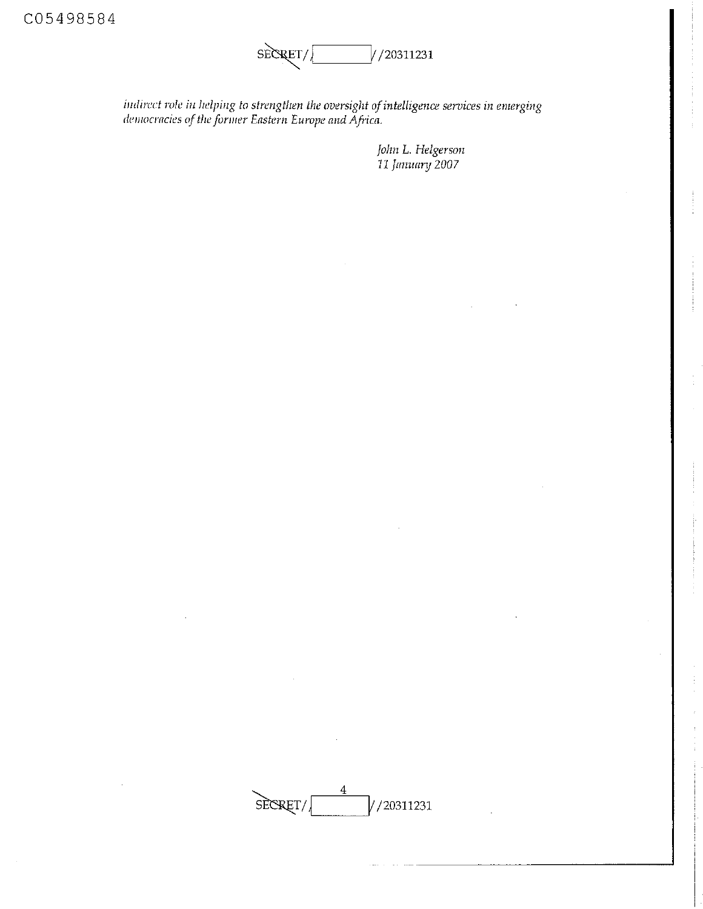*indirect role in helping to strengthen the oversight of intelligence services in emerging democracies of the former Eastern Europe and Africa.*

*John L. Helgerson*
*11 January 2007*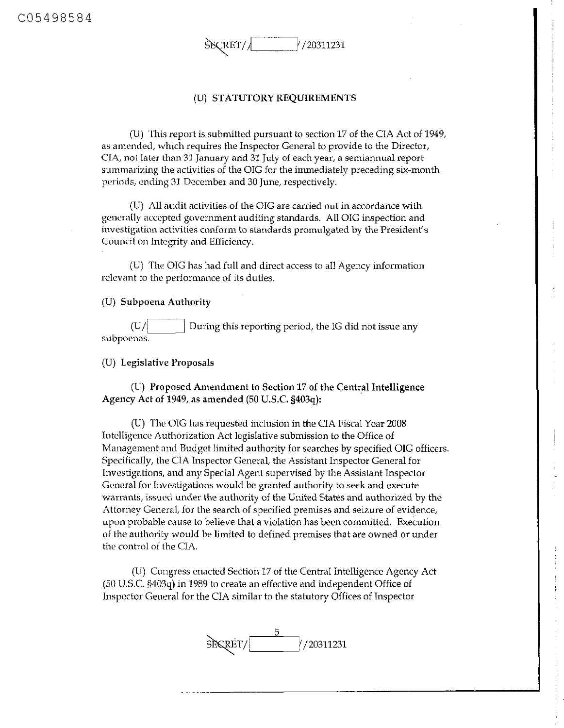## (U) STATUTORY REQUIREMENTS

(U) This report is submitted pursuant to section 17 of the CIA Act of 1949, as amended, which requires the Inspector General to provide to the Director, CIA, not later than 31 January and 31 July of each year, a semiannual report summarizing the activities of the OIG for the immediately preceding six-month periods, ending 31 December and 30 June, respectively.

(U) All audit activities of the OIG are carried out in accordance with generally accepted government auditing standards. All OIG inspection and investigation activities conform to standards promulgated by the President's Council on Integrity and Efficiency.

(U) The OIG has had full and direct access to all Agency information relevant to the performance of its duties.

### (U) Subpoena Authority

(U/[ ]) During this reporting period, the IG did not issue any subpoenas.

### (U) Legislative Proposals

**(U) Proposed Amendment to Section 17 of the Central Intelligence Agency Act of 1949, as amended (50 U.S.C. §403q):**

(U) The OIG has requested inclusion in the CIA Fiscal Year 2008 Intelligence Authorization Act legislative submission to the Office of Management and Budget limited authority for searches by specified OIG officers. Specifically, the CIA Inspector General, the Assistant Inspector General for Investigations, and any Special Agent supervised by the Assistant Inspector General for Investigations would be granted authority to seek and execute warrants, issued under the authority of the United States and authorized by the Attorney General, for the search of specified premises and seizure of evidence, upon probable cause to believe that a violation has been committed. Execution of the authority would be limited to defined premises that are owned or under the control of the CIA.

(U) Congress enacted Section 17 of the Central Intelligence Agency Act (50 U.S.C. §403q) in 1989 to create an effective and independent Office of Inspector General for the CIA similar to the statutory Offices of Inspector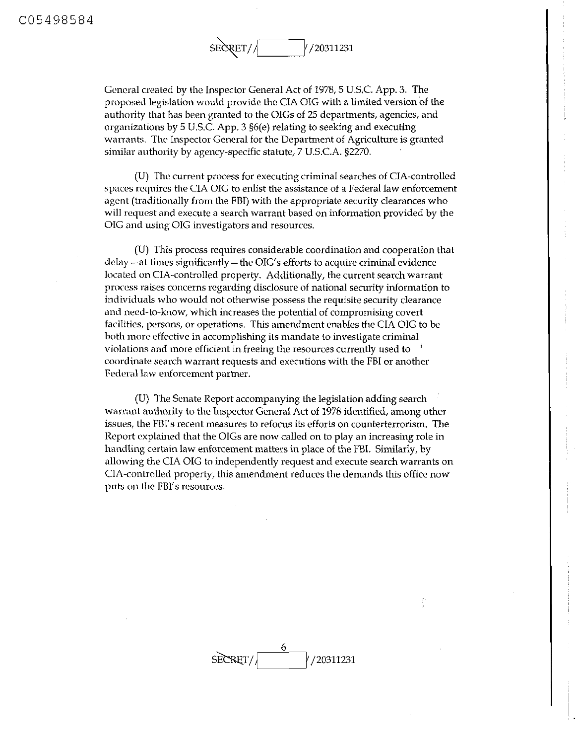General created by the Inspector General Act of 1978, 5 U.S.C. App. 3. The proposed legislation would provide the CIA OIG with a limited version of the authority that has been granted to the OIGs of 25 departments, agencies, and organizations by 5 U.S.C. App. 3 §6(e) relating to seeking and executing warrants. The Inspector General for the Department of Agriculture is granted similar authority by agency-specific statute, 7 U.S.C.A. §2270.

(U) The current process for executing criminal searches of CIA-controlled spaces requires the CIA OIG to enlist the assistance of a Federal law enforcement agent (traditionally from the FBI) with the appropriate security clearances who will request and execute a search warrant based on information provided by the OIG and using OIG investigators and resources.

(U) This process requires considerable coordination and cooperation that delay—at times significantly—the OIG's efforts to acquire criminal evidence located on CIA-controlled property. Additionally, the current search warrant process raises concerns regarding disclosure of national security information to individuals who would not otherwise possess the requisite security clearance and need-to-know, which increases the potential of compromising covert facilities, persons, or operations. This amendment enables the CIA OIG to be both more effective in accomplishing its mandate to investigate criminal violations and more efficient in freeing the resources currently used to coordinate search warrant requests and executions with the FBI or another Federal law enforcement partner.

(U) The Senate Report accompanying the legislation adding search warrant authority to the Inspector General Act of 1978 identified, among other issues, the FBI's recent measures to refocus its efforts on counterterrorism. The Report explained that the OIGs are now called on to play an increasing role in handling certain law enforcement matters in place of the FBI. Similarly, by allowing the CIA OIG to independently request and execute search warrants on CIA-controlled property, this amendment reduces the demands this office now puts on the FBI's resources.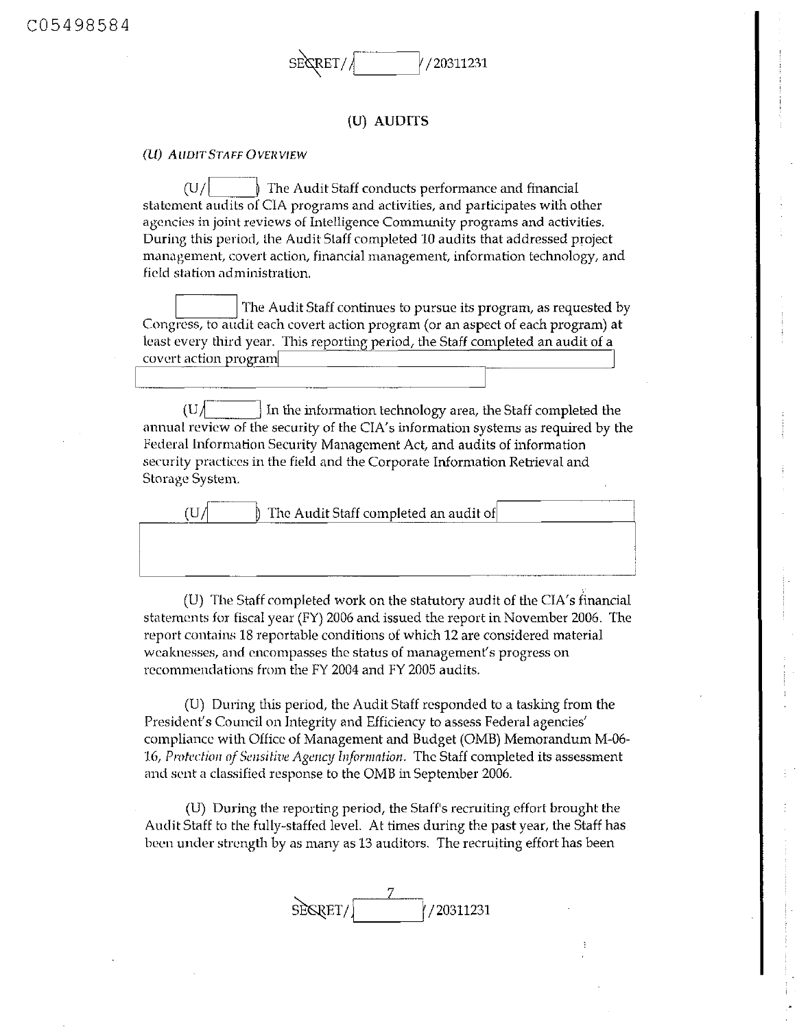# (U) AUDITS

*(U) AUDIT STAFF OVERVIEW*

(U/ ) The Audit Staff conducts performance and financial statement audits of CIA programs and activities, and participates with other agencies in joint reviews of Intelligence Community programs and activities. During this period, the Audit Staff completed 10 audits that addressed project management, covert action, financial management, information technology, and field station administration.

The Audit Staff continues to pursue its program, as requested by Congress, to audit each covert action program (or an aspect of each program) at least every third year. This reporting period, the Staff completed an audit of a covert action program

(U/ ) In the information technology area, the Staff completed the annual review of the security of the CIA's information systems as required by the Federal Information Security Management Act, and audits of information security practices in the field and the Corporate Information Retrieval and Storage System.

(U/ ) The Audit Staff completed an audit of

(U) The Staff completed work on the statutory audit of the CIA's financial statements for fiscal year (FY) 2006 and issued the report in November 2006. The report contains 18 reportable conditions of which 12 are considered material weaknesses, and encompasses the status of management's progress on recommendations from the FY 2004 and FY 2005 audits.

(U) During this period, the Audit Staff responded to a tasking from the President's Council on Integrity and Efficiency to assess Federal agencies' compliance with Office of Management and Budget (OMB) Memorandum M-06-16, *Protection of Sensitive Agency Information.* The Staff completed its assessment and sent a classified response to the OMB in September 2006.

(U) During the reporting period, the Staff's recruiting effort brought the Audit Staff to the fully-staffed level. At times during the past year, the Staff has been under strength by as many as 13 auditors. The recruiting effort has been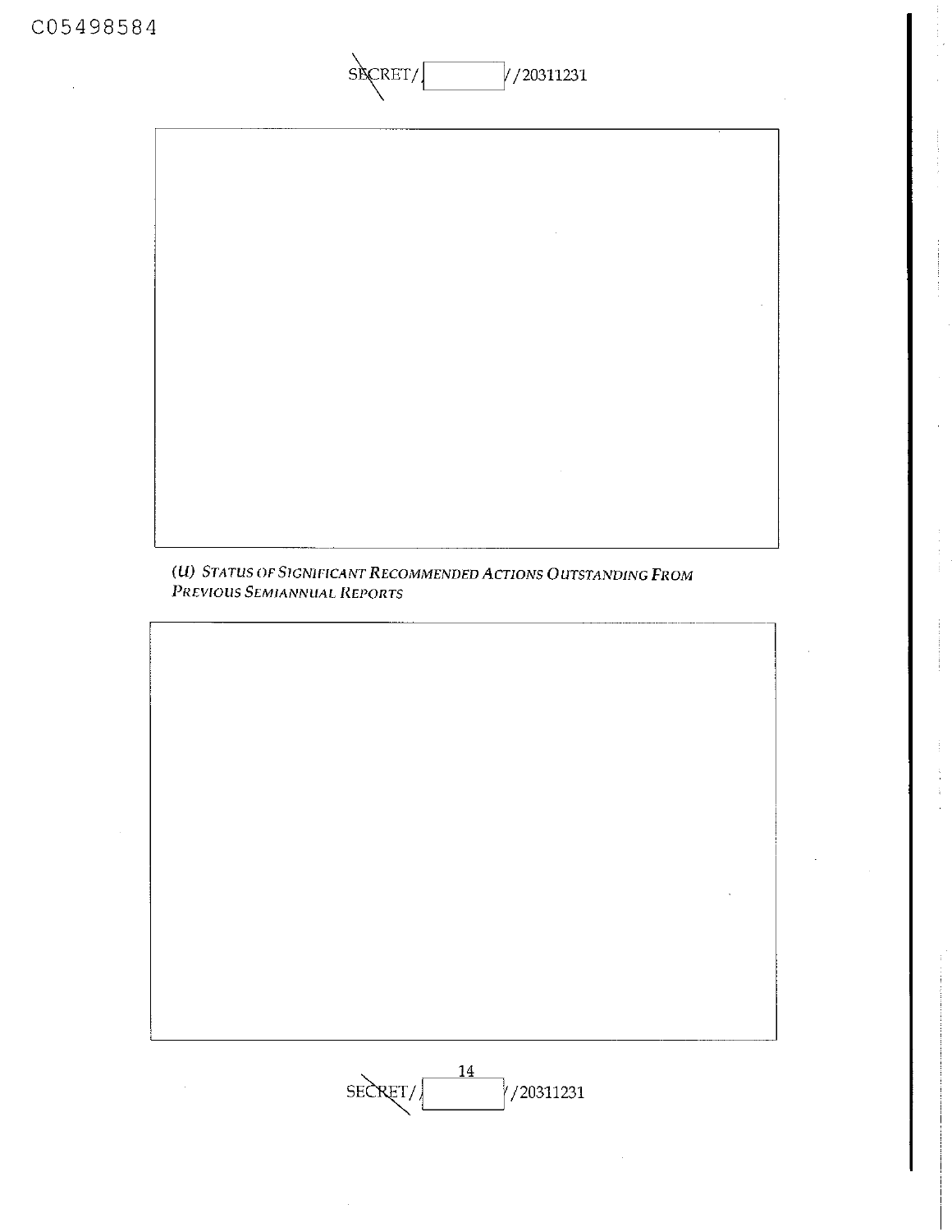(U) *STATUS OF SIGNIFICANT RECOMMENDED ACTIONS OUTSTANDING FROM PREVIOUS SEMIANNUAL REPORTS*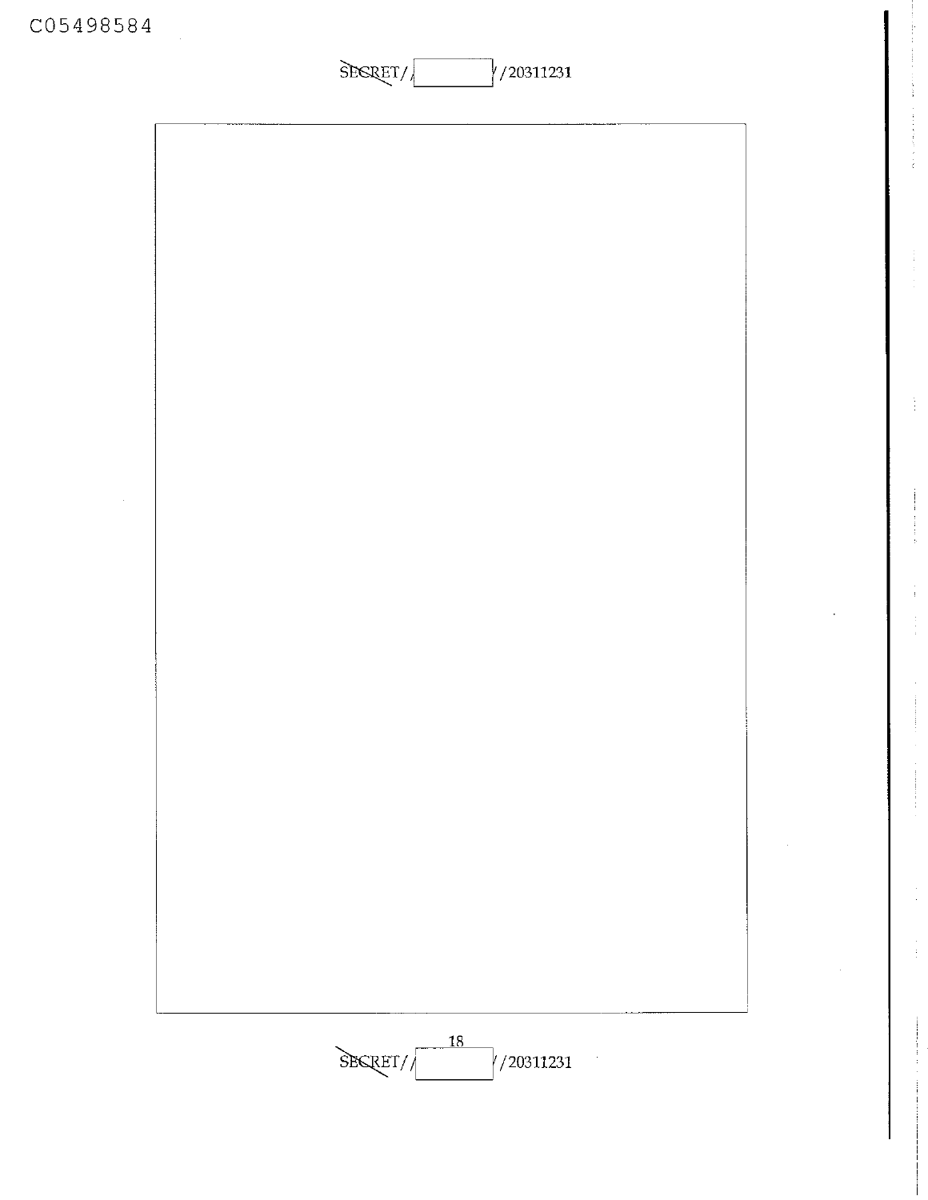C05498584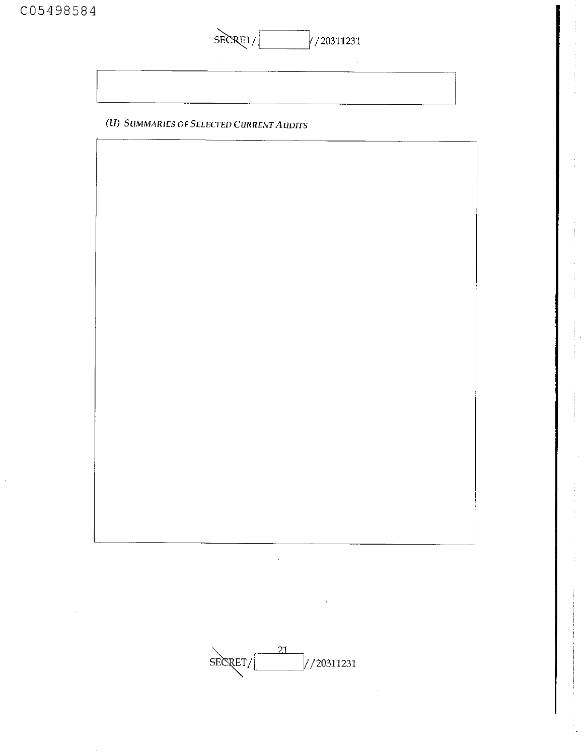## (U) Summaries of Selected Current Audits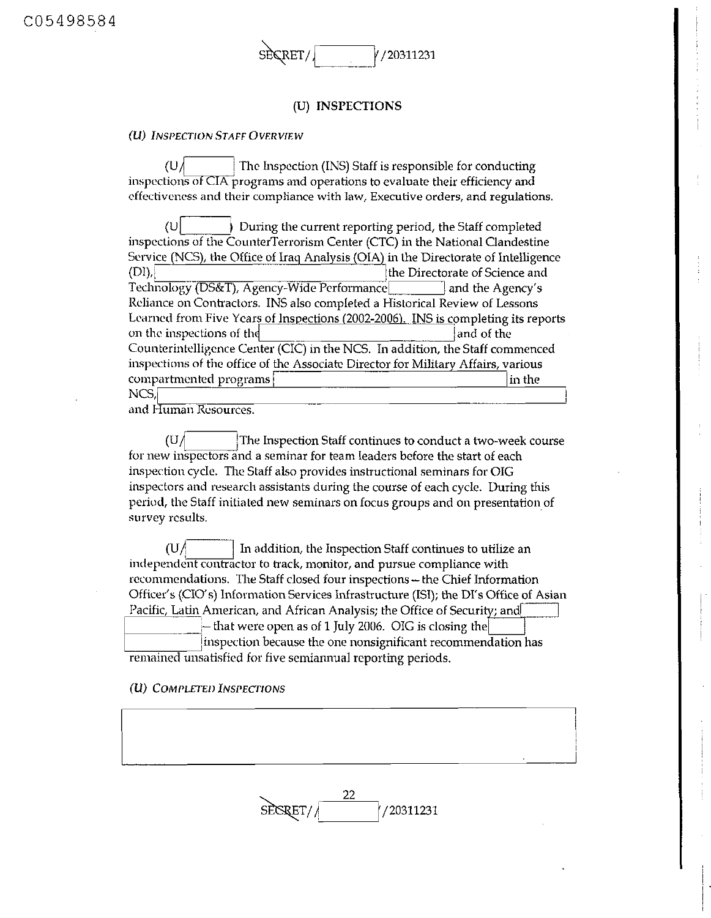# (U) INSPECTIONS

*(U) INSPECTION STAFF OVERVIEW*

(U/ ) The Inspection (INS) Staff is responsible for conducting inspections of CIA programs and operations to evaluate their efficiency and effectiveness and their compliance with law, Executive orders, and regulations.

(U ) During the current reporting period, the Staff completed inspections of the CounterTerrorism Center (CTC) in the National Clandestine Service (NCS), the Office of Iraq Analysis (OIA) in the Directorate of Intelligence (DI), the Directorate of Science and Technology (DS&T), Agency-Wide Performance and the Agency's Reliance on Contractors. INS also completed a Historical Review of Lessons Learned from Five Years of Inspections (2002-2006). INS is completing its reports on the inspections of the and of the Counterintelligence Center (CIC) in the NCS. In addition, the Staff commenced inspections of the office of the Associate Director for Military Affairs, various compartmented programs in the NCS, and Human Resources.

(U/ ) The Inspection Staff continues to conduct a two-week course for new inspectors and a seminar for team leaders before the start of each inspection cycle. The Staff also provides instructional seminars for OIG inspectors and research assistants during the course of each cycle. During this period, the Staff initiated new seminars on focus groups and on presentation of survey results.

(U/ ) In addition, the Inspection Staff continues to utilize an independent contractor to track, monitor, and pursue compliance with recommendations. The Staff closed four inspections – the Chief Information Officer's (CIO's) Information Services Infrastructure (ISI); the DI's Office of Asian Pacific, Latin American, and African Analysis; the Office of Security; and – that were open as of 1 July 2006. OIG is closing the inspection because the one nonsignificant recommendation has remained unsatisfied for five semiannual reporting periods.

*(U) COMPLETED INSPECTIONS*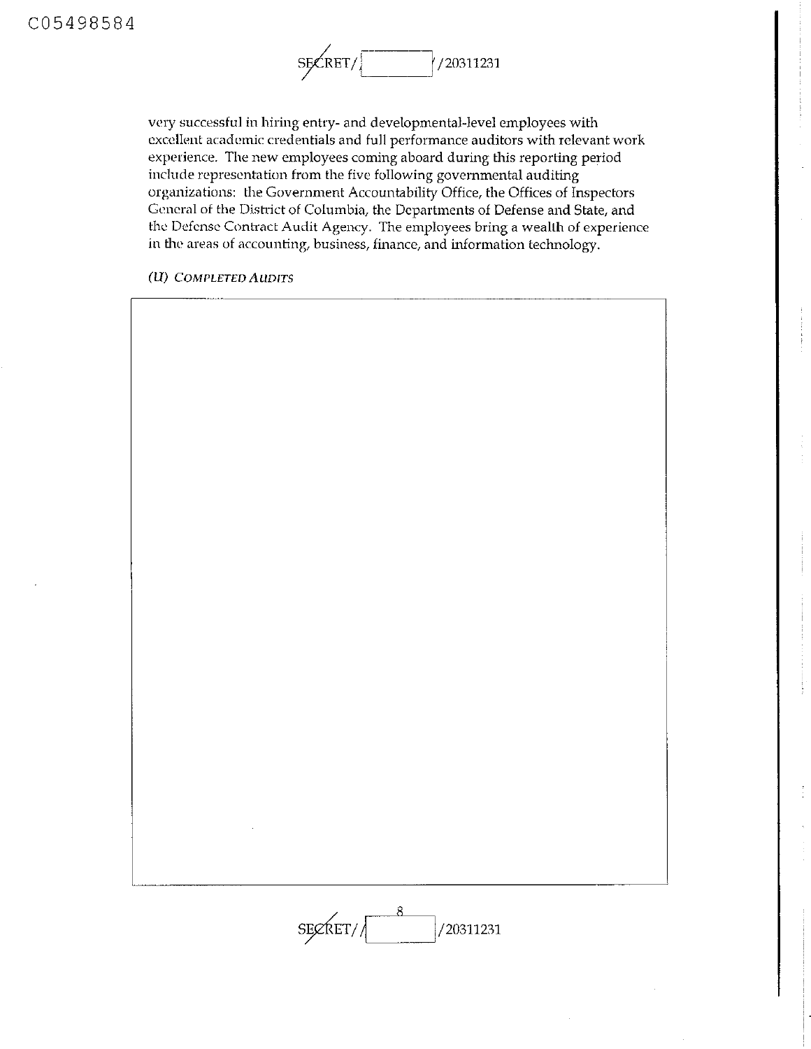very successful in hiring entry- and developmental-level employees with excellent academic credentials and full performance auditors with relevant work experience. The new employees coming aboard during this reporting period include representation from the five following governmental auditing organizations: the Government Accountability Office, the Offices of Inspectors General of the District of Columbia, the Departments of Defense and State, and the Defense Contract Audit Agency. The employees bring a wealth of experience in the areas of accounting, business, finance, and information technology.

*(U) COMPLETED AUDITS*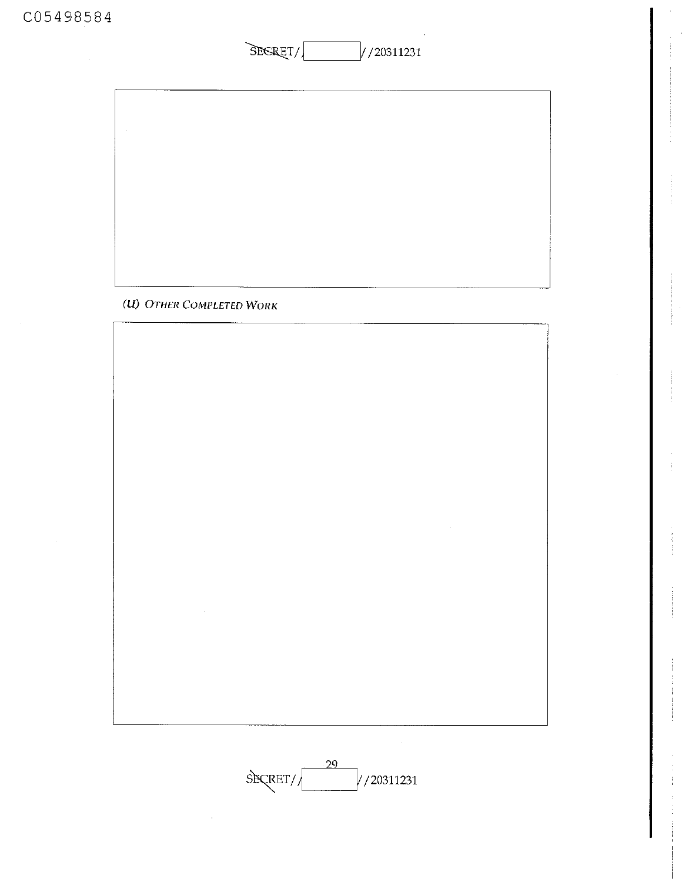## (U) OTHER COMPLETED WORK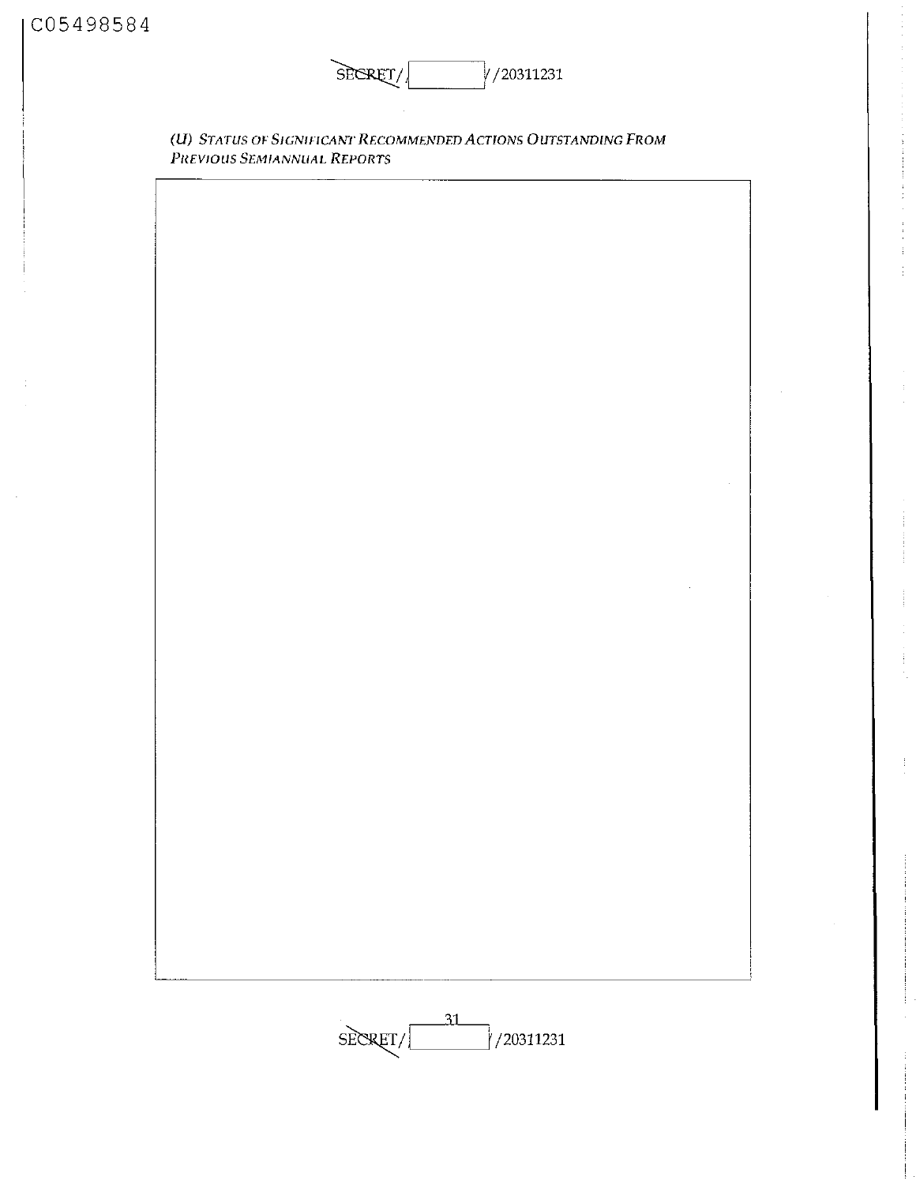*(U) Status of Significant Recommended Actions Outstanding From Previous Semiannual Reports*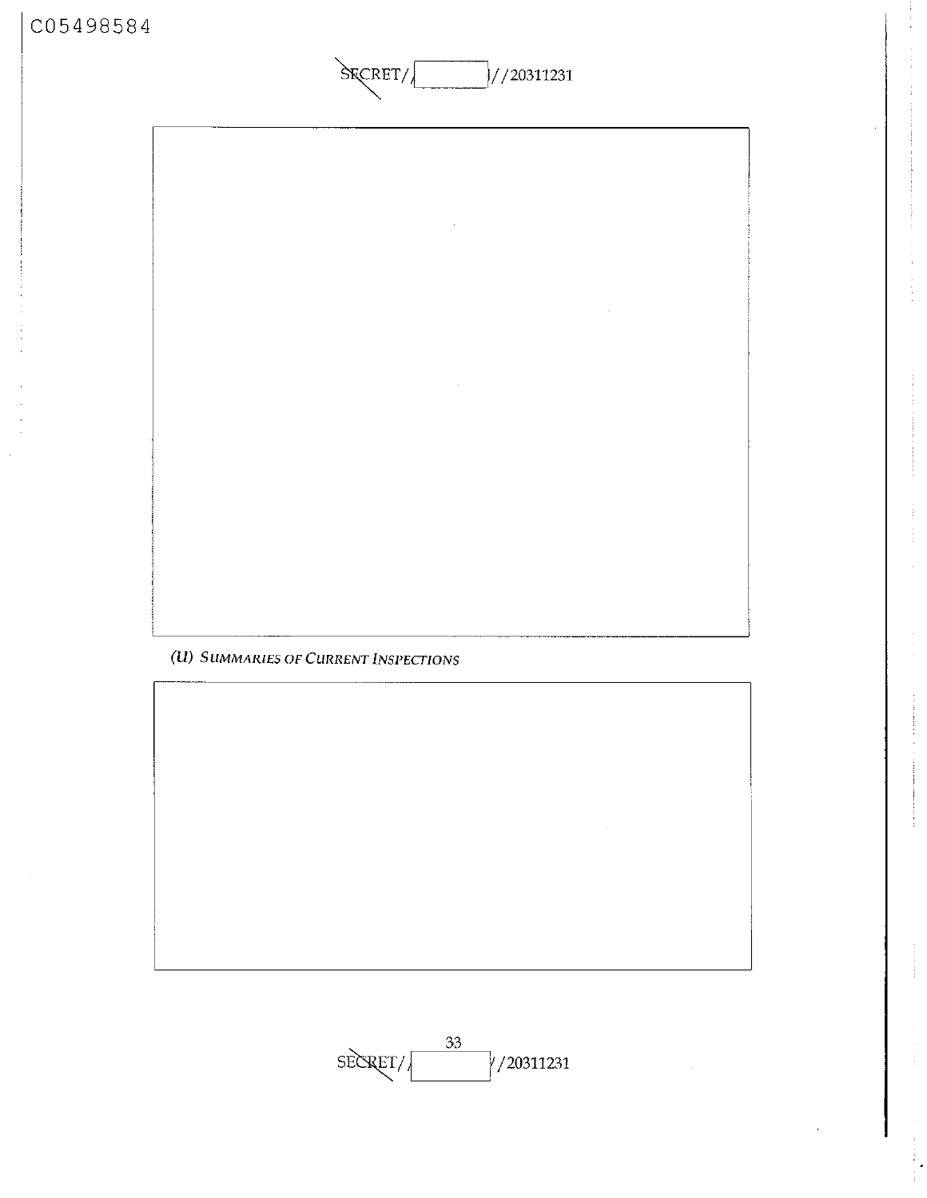(U) *Summaries of Current Inspections*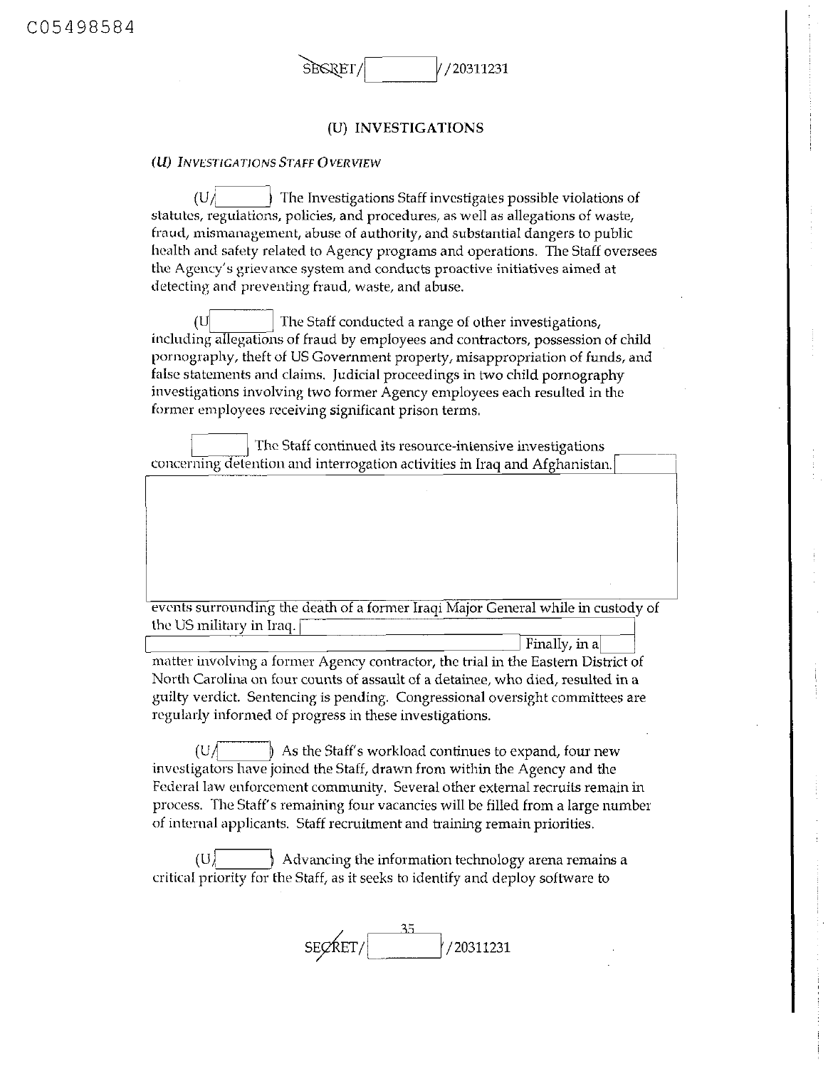C05498584

SECRET/ //20311231

# (U) INVESTIGATIONS

## *(U) INVESTIGATIONS STAFF OVERVIEW*

(U/ ) The Investigations Staff investigates possible violations of statutes, regulations, policies, and procedures, as well as allegations of waste, fraud, mismanagement, abuse of authority, and substantial dangers to public health and safety related to Agency programs and operations. The Staff oversees the Agency's grievance system and conducts proactive initiatives aimed at detecting and preventing fraud, waste, and abuse.

(U ) The Staff conducted a range of other investigations, including allegations of fraud by employees and contractors, possession of child pornography, theft of US Government property, misappropriation of funds, and false statements and claims. Judicial proceedings in two child pornography investigations involving two former Agency employees each resulted in the former employees receiving significant prison terms.

The Staff continued its resource-intensive investigations concerning detention and interrogation activities in Iraq and Afghanistan.

events surrounding the death of a former Iraqi Major General while in custody of the US military in Iraq. Finally, in a matter involving a former Agency contractor, the trial in the Eastern District of North Carolina on four counts of assault of a detainee, who died, resulted in a guilty verdict. Sentencing is pending. Congressional oversight committees are regularly informed of progress in these investigations.

(U/ ) As the Staff's workload continues to expand, four new investigators have joined the Staff, drawn from within the Agency and the Federal law enforcement community. Several other external recruits remain in process. The Staff's remaining four vacancies will be filled from a large number of internal applicants. Staff recruitment and training remain priorities.

(U/ ) Advancing the information technology arena remains a critical priority for the Staff, as it seeks to identify and deploy software to

SECRET/ //20311231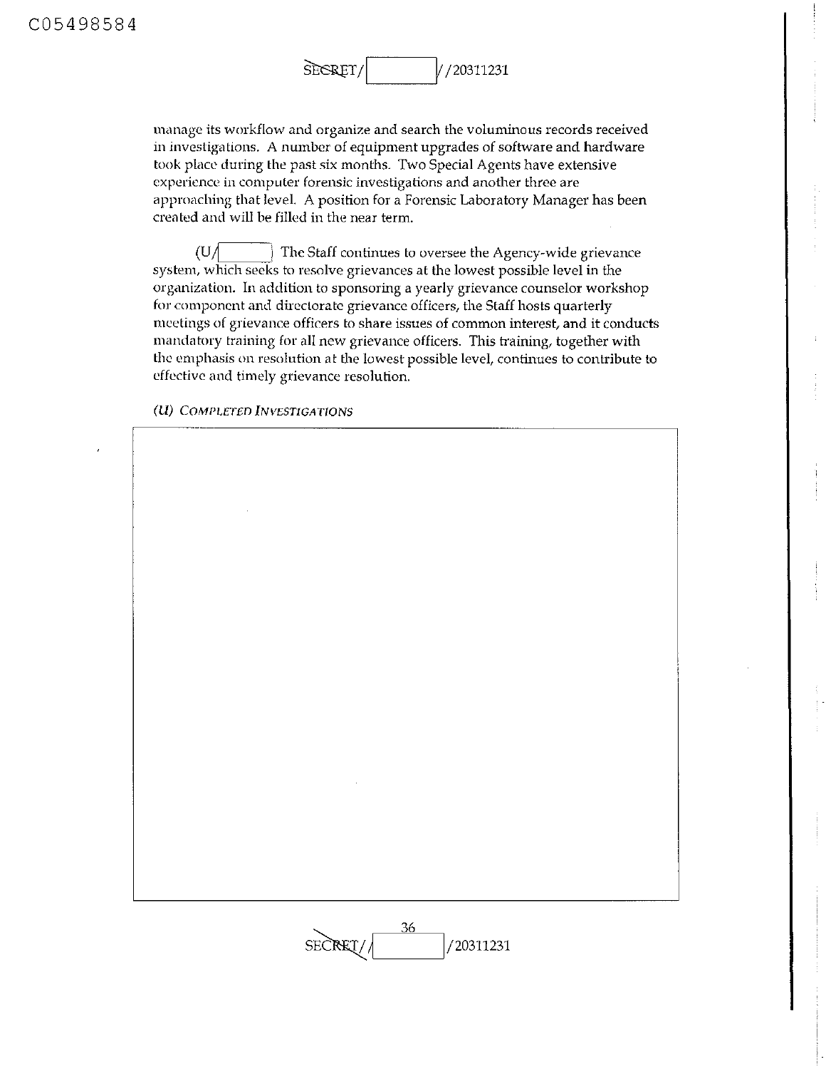manage its workflow and organize and search the voluminous records received in investigations. A number of equipment upgrades of software and hardware took place during the past six months. Two Special Agents have extensive experience in computer forensic investigations and another three are approaching that level. A position for a Forensic Laboratory Manager has been created and will be filled in the near term.

(U/ ) The Staff continues to oversee the Agency-wide grievance system, which seeks to resolve grievances at the lowest possible level in the organization. In addition to sponsoring a yearly grievance counselor workshop for component and directorate grievance officers, the Staff hosts quarterly meetings of grievance officers to share issues of common interest, and it conducts mandatory training for all new grievance officers. This training, together with the emphasis on resolution at the lowest possible level, continues to contribute to effective and timely grievance resolution.

*(U) Completed Investigations*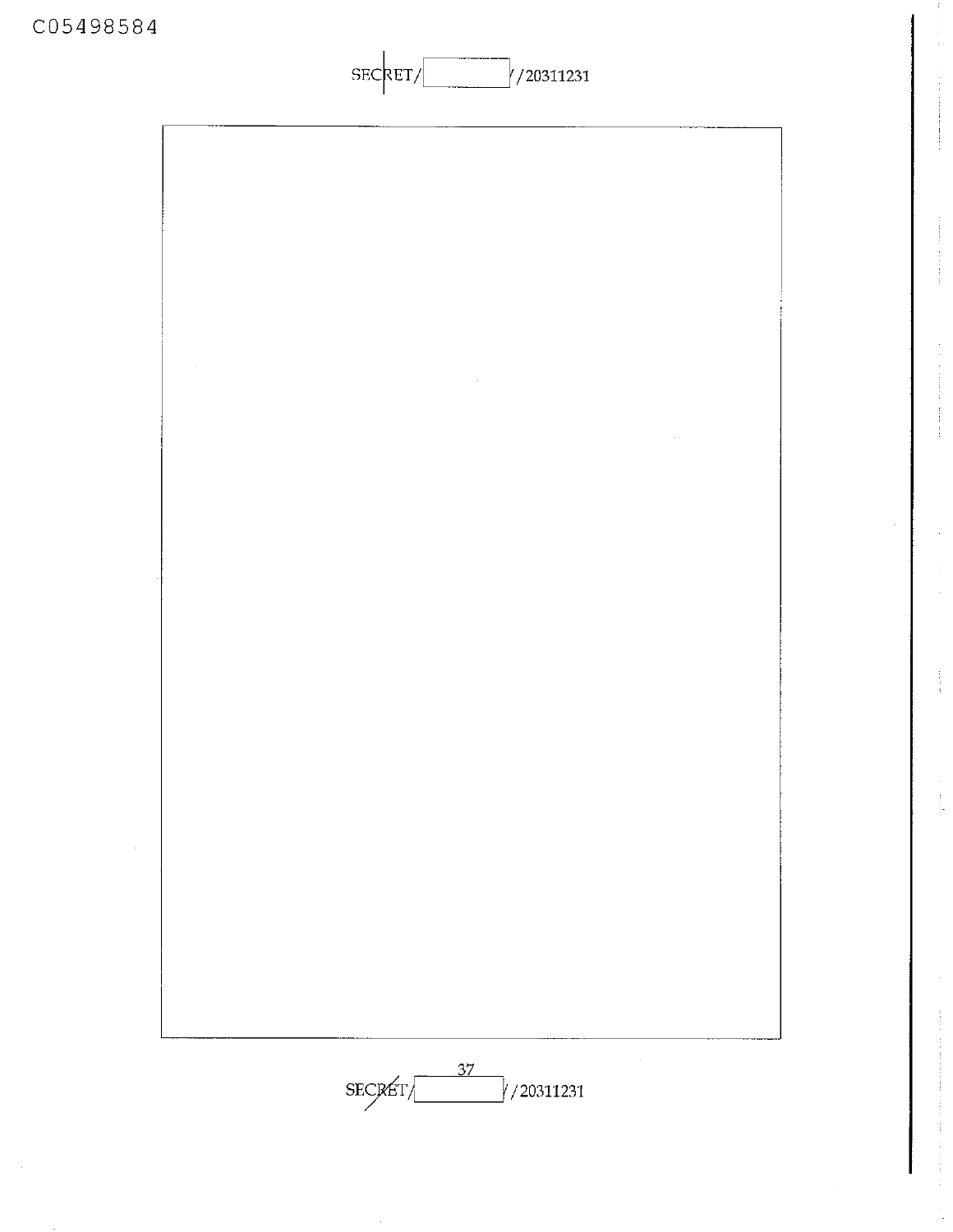SECRET/[redacted]//20311231

SECRET/[redacted]//20311231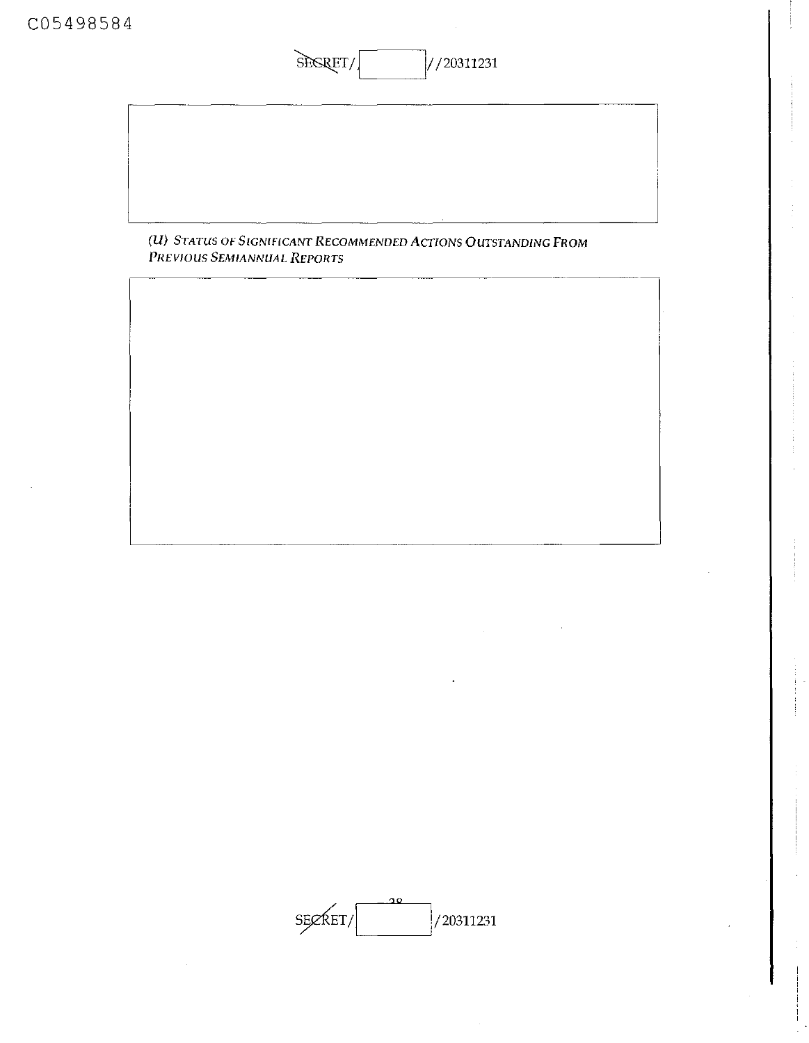(U) *STATUS OF SIGNIFICANT RECOMMENDED ACTIONS OUTSTANDING FROM PREVIOUS SEMIANNUAL REPORTS*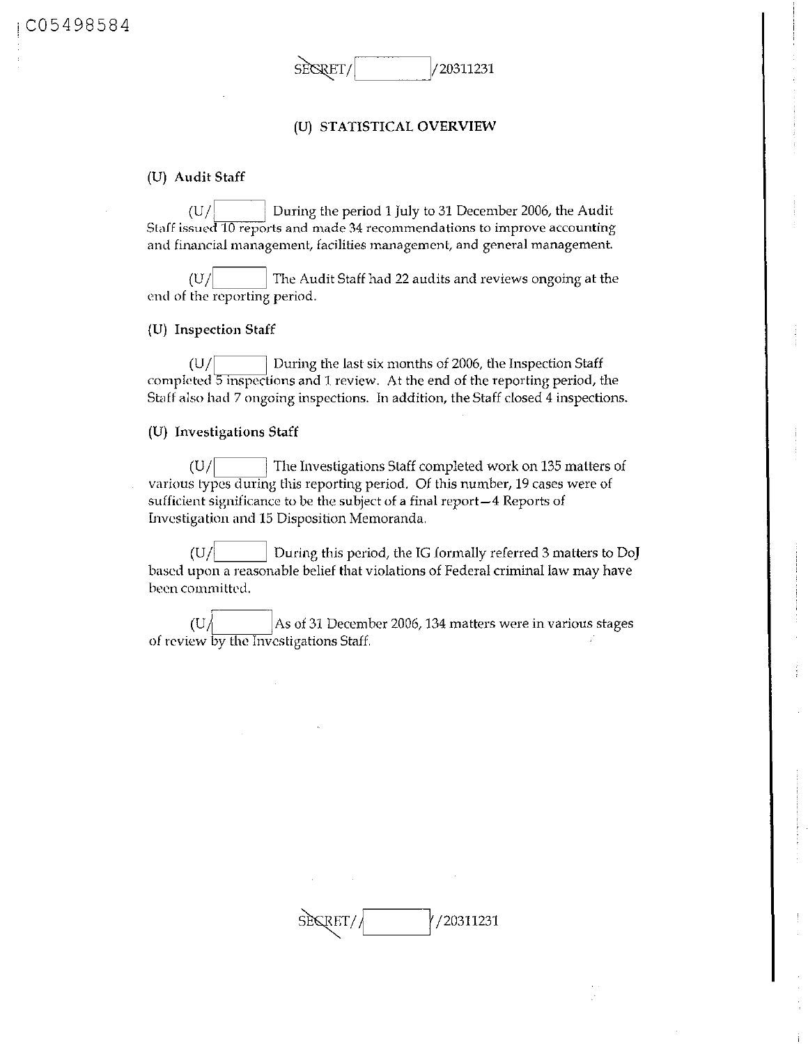## (U) STATISTICAL OVERVIEW

### (U) Audit Staff

(U/ ) During the period 1 July to 31 December 2006, the Audit Staff issued 10 reports and made 34 recommendations to improve accounting and financial management, facilities management, and general management.

(U/ ) The Audit Staff had 22 audits and reviews ongoing at the end of the reporting period.

### (U) Inspection Staff

(U/ ) During the last six months of 2006, the Inspection Staff completed 5 inspections and 1 review. At the end of the reporting period, the Staff also had 7 ongoing inspections. In addition, the Staff closed 4 inspections.

### (U) Investigations Staff

(U/ ) The Investigations Staff completed work on 135 matters of various types during this reporting period. Of this number, 19 cases were of sufficient significance to be the subject of a final report—4 Reports of Investigation and 15 Disposition Memoranda.

(U/ ) During this period, the IG formally referred 3 matters to DoJ based upon a reasonable belief that violations of Federal criminal law may have been committed.

(U/ ) As of 31 December 2006, 134 matters were in various stages of review by the Investigations Staff.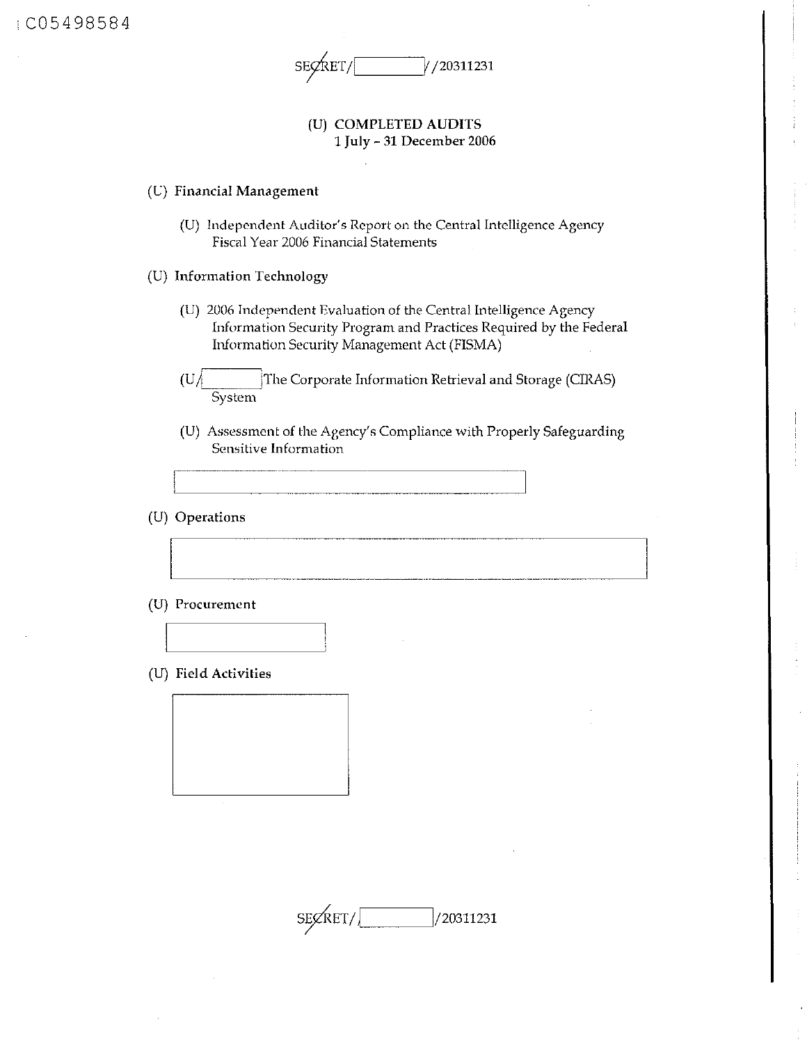C05498584

SECRET/[          ]//20311231

# (U) COMPLETED AUDITS
## 1 July - 31 December 2006

### (U) Financial Management

(U) Independent Auditor's Report on the Central Intelligence Agency Fiscal Year 2006 Financial Statements

### (U) Information Technology

(U) 2006 Independent Evaluation of the Central Intelligence Agency Information Security Program and Practices Required by the Federal Information Security Management Act (FISMA)

(U/[          ] The Corporate Information Retrieval and Storage (CIRAS) System

(U) Assessment of the Agency's Compliance with Properly Safeguarding Sensitive Information

[          ]

### (U) Operations

[          ]

### (U) Procurement

[          ]

### (U) Field Activities

[          ]

SECRET/[          ]/20311231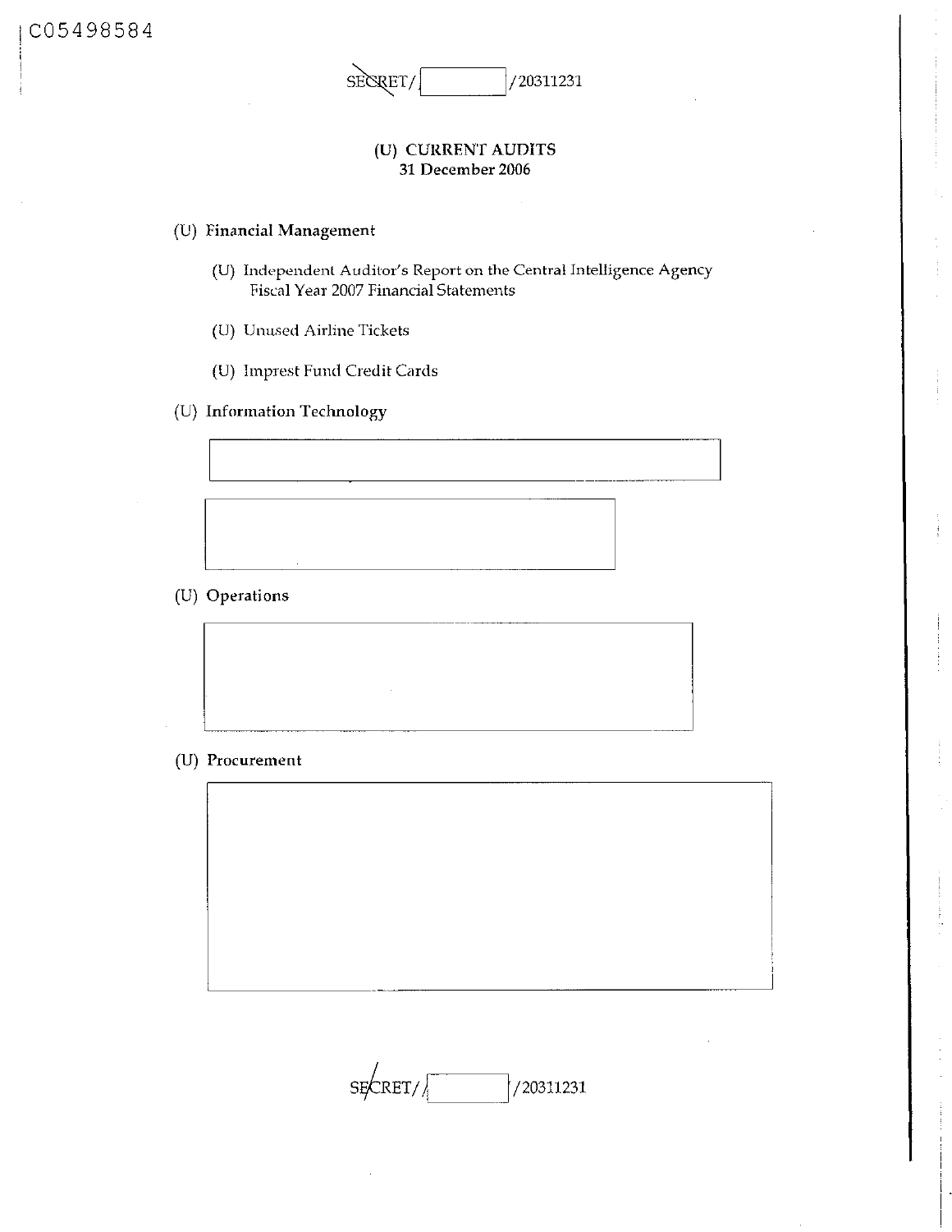SECRET/ /20311231

## (U) CURRENT AUDITS
### 31 December 2006

**(U) Financial Management**

- (U) Independent Auditor's Report on the Central Intelligence Agency Fiscal Year 2007 Financial Statements
- (U) Unused Airline Tickets
- (U) Imprest Fund Credit Cards

**(U) Information Technology**

**(U) Operations**

**(U) Procurement**

SECRET/ /20311231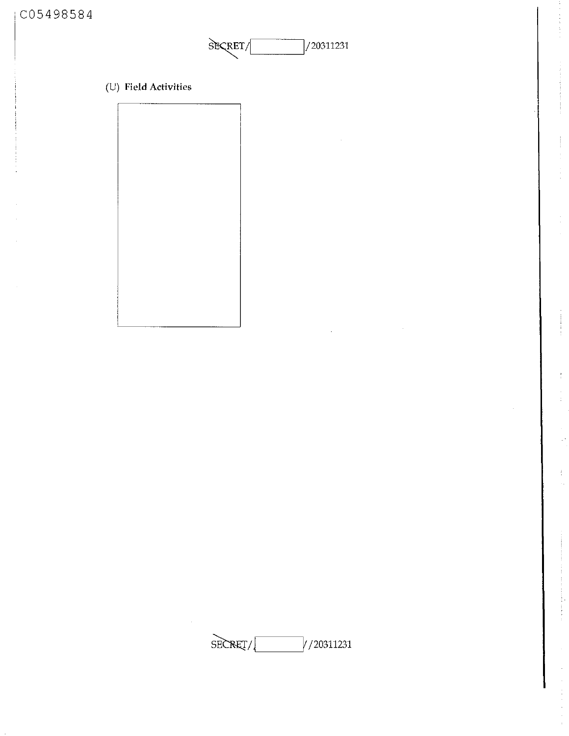(U) **Field Activities**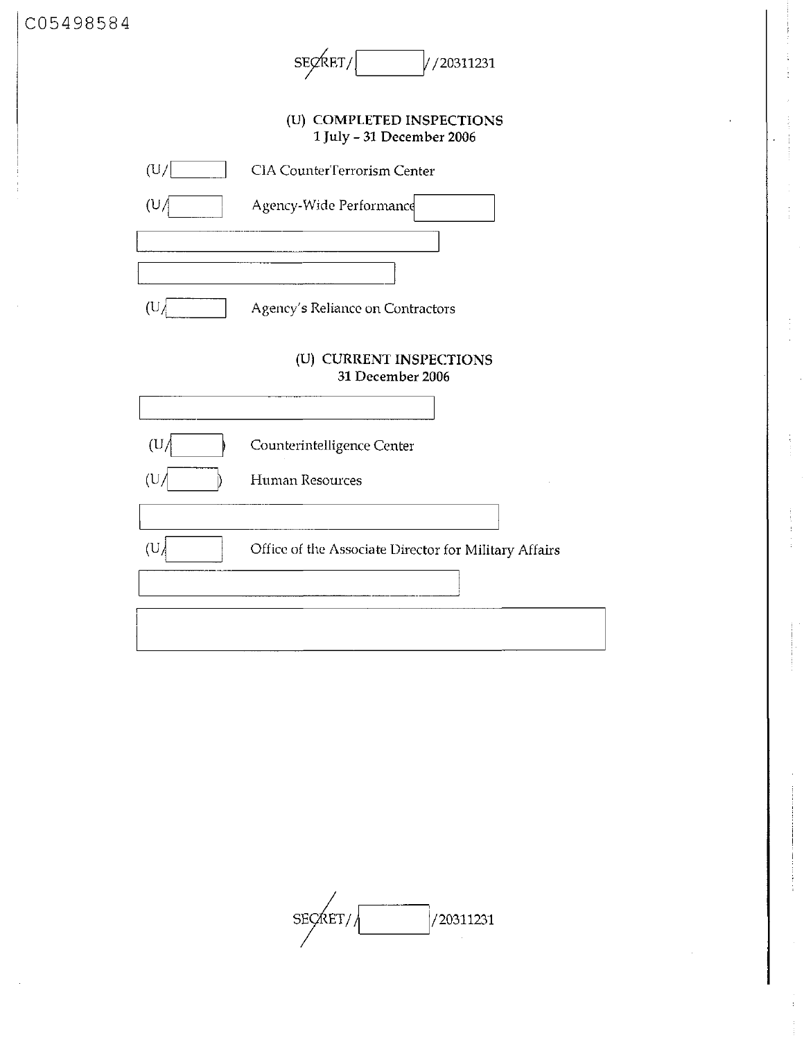SECRET/ [redacted] //20311231

## (U) COMPLETED INSPECTIONS
### 1 July – 31 December 2006

(U/ [redacted] CIA CounterTerrorism Center

(U/ [redacted] Agency-Wide Performance [redacted]

[redacted]

[redacted]

(U/ [redacted] Agency's Reliance on Contractors

## (U) CURRENT INSPECTIONS
### 31 December 2006

[redacted]

(U/ [redacted]) Counterintelligence Center

(U/ [redacted]) Human Resources

[redacted]

(U/ [redacted] Office of the Associate Director for Military Affairs

[redacted]

[redacted]

SECRET/ [redacted] /20311231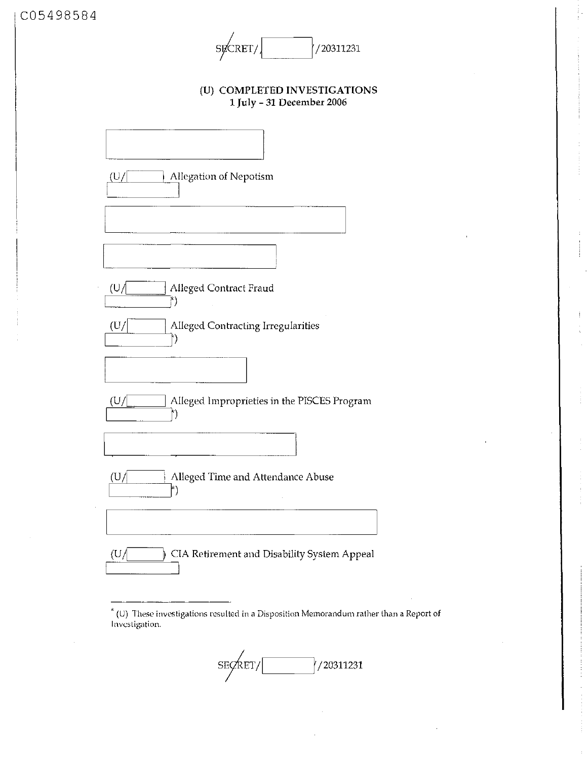C05498584

SECRET/ /20311231

## (U) COMPLETED INVESTIGATIONS
**1 July – 31 December 2006**

(U/ ) Allegation of Nepotism

(U/ ) Alleged Contract Fraud
*)

(U/ ) Alleged Contracting Irregularities
*)

(U/ ) Alleged Improprieties in the PISCES Program
*)

(U/ ) Alleged Time and Attendance Abuse
*)

(U/ ) CIA Retirement and Disability System Appeal

---

* (U) These investigations resulted in a Disposition Memorandum rather than a Report of Investigation.

SECRET/ /20311231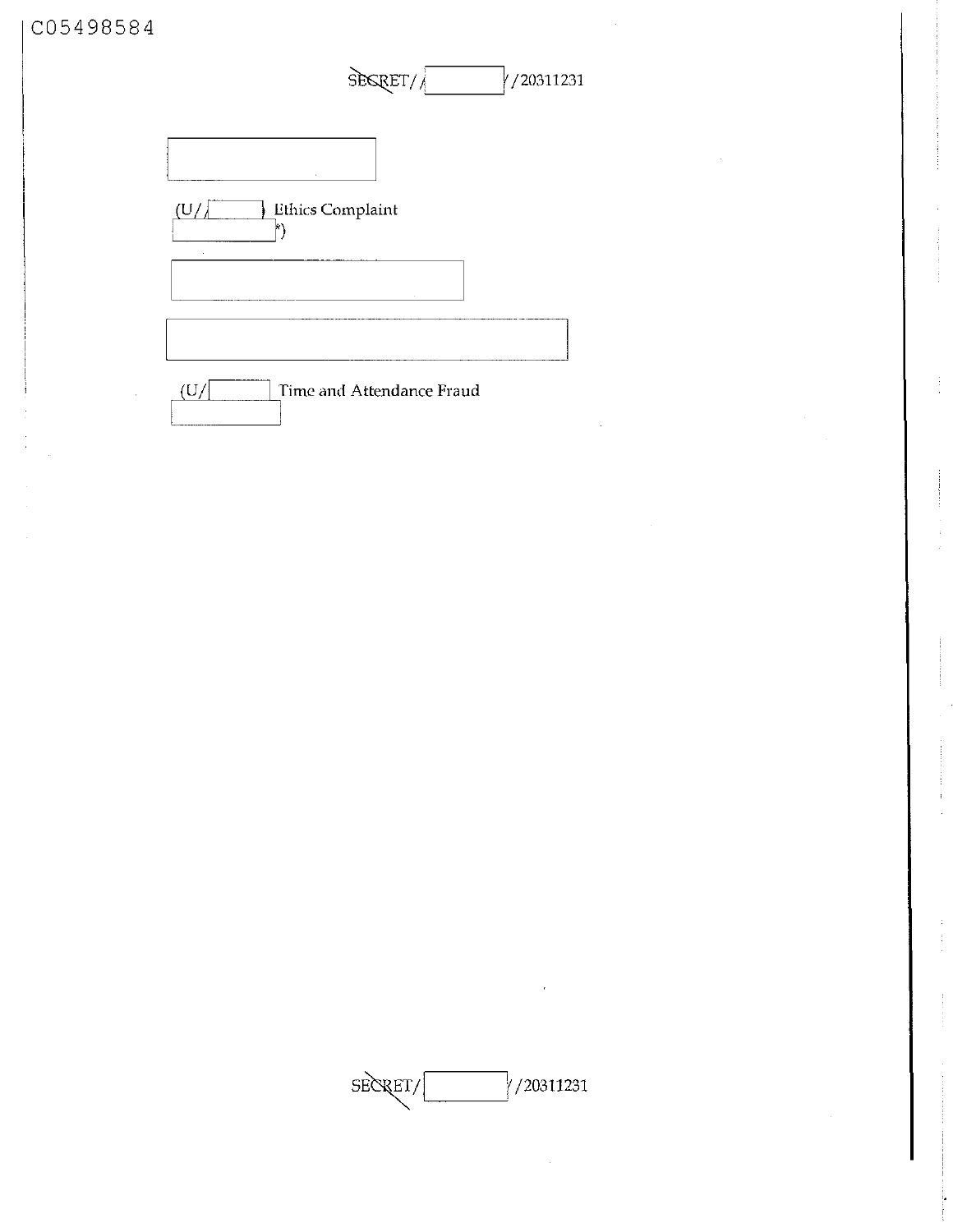C05498584

(U/ ) Ethics Complaint
*)

(U/ Time and Attendance Fraud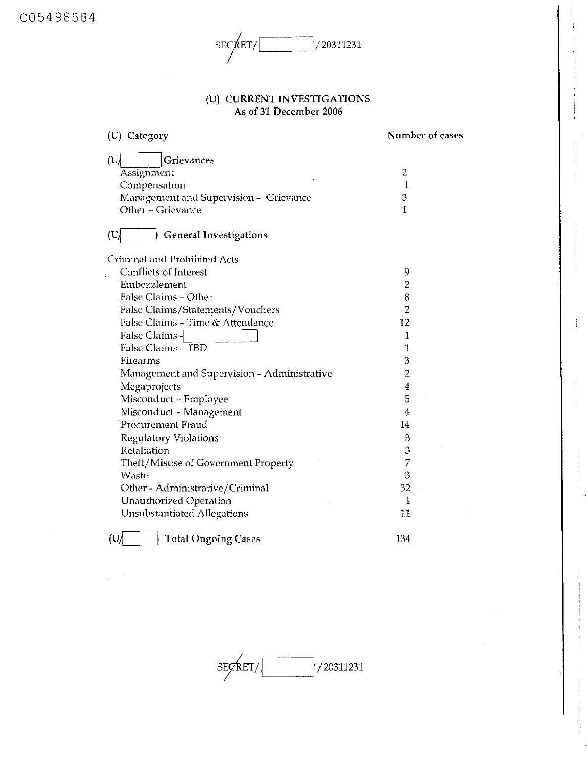C05498584

SECRET/[ ]/20311231

## (U) CURRENT INVESTIGATIONS
### As of 31 December 2006

| (U) Category | Number of cases |
|---|---|
| **(U/[ ]) Grievances** | |
| Assignment | 2 |
| Compensation | 1 |
| Management and Supervision - Grievance | 3 |
| Other - Grievance | 1 |
| **(U/[ ]) General Investigations** | |
| Criminal and Prohibited Acts | |
| Conflicts of Interest | 9 |
| Embezzlement | 2 |
| False Claims - Other | 8 |
| False Claims/Statements/Vouchers | 2 |
| False Claims - Time & Attendance | 12 |
| False Claims - [ ] | 1 |
| False Claims - TBD | 1 |
| Firearms | 3 |
| Management and Supervision - Administrative | 2 |
| Megaprojects | 4 |
| Misconduct - Employee | 5 |
| Misconduct - Management | 4 |
| Procurement Fraud | 14 |
| Regulatory Violations | 3 |
| Retaliation | 3 |
| Theft/Misuse of Government Property | 7 |
| Waste | 3 |
| Other - Administrative/Criminal | 32 |
| Unauthorized Operation | 1 |
| Unsubstantiated Allegations | 11 |
| **(U/[ ]) Total Ongoing Cases** | 134 |

SECRET/[ ]/20311231